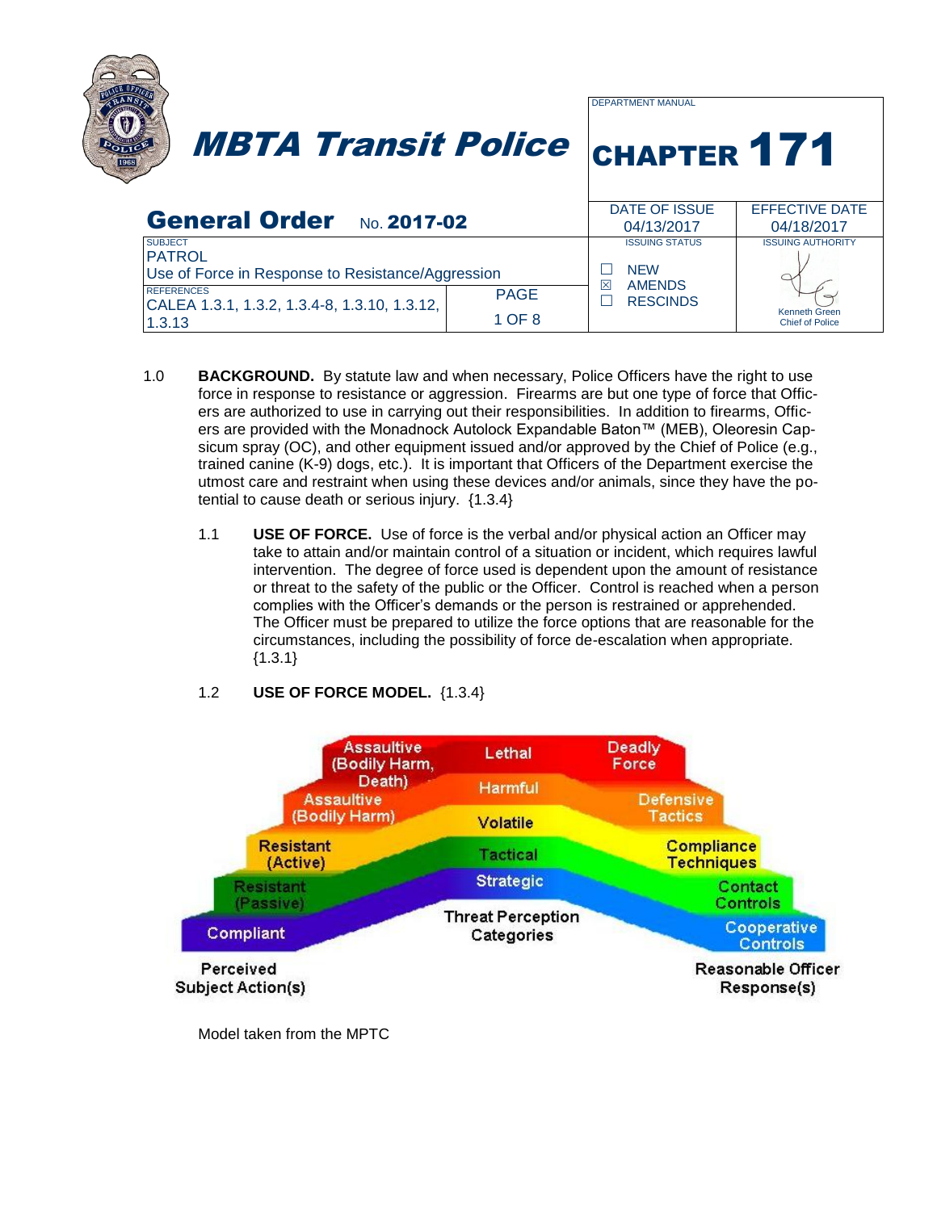# MBTA Transit Police

| DEPARTMENT MANUAL | |
|---|---|
| **CHAPTER 171** | |

## General Order No. 2017-02

| SUBJECT | | DATE OF ISSUE | EFFECTIVE DATE |
|---|---|---|---|
| PATROL<br>Use of Force in Response to Resistance/Aggression | | 04/13/2017 | 04/18/2017 |
| REFERENCES | PAGE | ISSUING STATUS | ISSUING AUTHORITY |
| CALEA 1.3.1, 1.3.2, 1.3.4-8, 1.3.10, 1.3.12, 1.3.13 | 1 OF 8 | ☐ NEW<br>☒ AMENDS<br>☐ RESCINDS | Kenneth Green<br>Chief of Police |

1.0 **BACKGROUND.** By statute law and when necessary, Police Officers have the right to use force in response to resistance or aggression. Firearms are but one type of force that Officers are authorized to use in carrying out their responsibilities. In addition to firearms, Officers are provided with the Monadnock Autolock Expandable Baton™ (MEB), Oleoresin Capsicum spray (OC), and other equipment issued and/or approved by the Chief of Police (e.g., trained canine (K-9) dogs, etc.). It is important that Officers of the Department exercise the utmost care and restraint when using these devices and/or animals, since they have the potential to cause death or serious injury. {1.3.4}

1.1 **USE OF FORCE.** Use of force is the verbal and/or physical action an Officer may take to attain and/or maintain control of a situation or incident, which requires lawful intervention. The degree of force used is dependent upon the amount of resistance or threat to the safety of the public or the Officer. Control is reached when a person complies with the Officer's demands or the person is restrained or apprehended. The Officer must be prepared to utilize the force options that are reasonable for the circumstances, including the possibility of force de-escalation when appropriate. {1.3.1}

1.2 **USE OF FORCE MODEL.** {1.3.4}

| Perceived Subject Action(s) | Threat Perception Categories | Reasonable Officer Response(s) |
|---|---|---|
| Assaultive (Bodily Harm, Death) | Lethal | Deadly Force |
| Assaultive (Bodily Harm) | Harmful | Defensive Tactics |
| Resistant (Active) | Volatile | Compliance Techniques |
| Resistant (Passive) | Tactical | Contact Controls |
| Compliant | Strategic | Cooperative Controls |

Model taken from the MPTC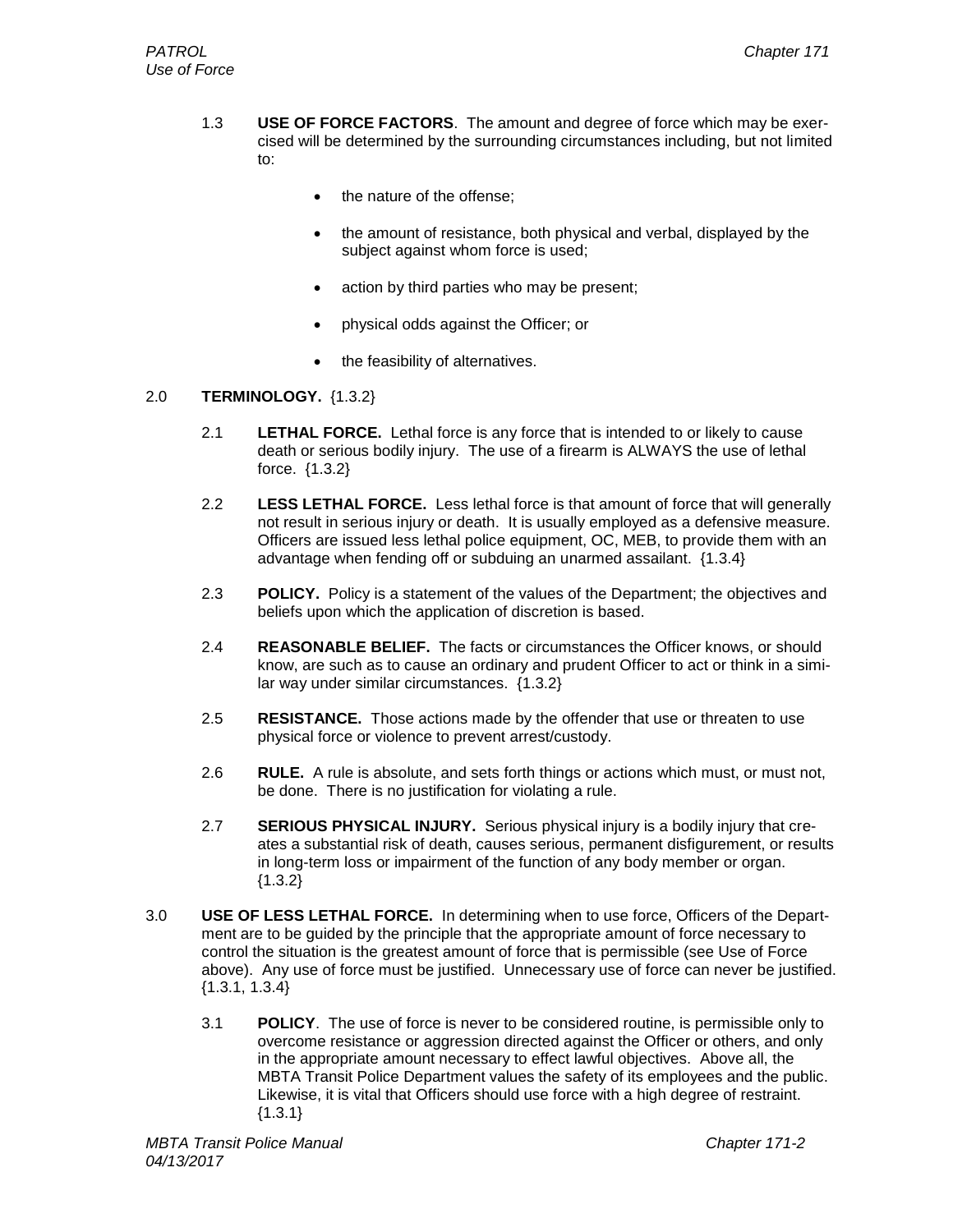1.3 **USE OF FORCE FACTORS**. The amount and degree of force which may be exercised will be determined by the surrounding circumstances including, but not limited to:

- the nature of the offense;
- the amount of resistance, both physical and verbal, displayed by the subject against whom force is used;
- action by third parties who may be present;
- physical odds against the Officer; or
- the feasibility of alternatives.

2.0 **TERMINOLOGY.** {1.3.2}

2.1 **LETHAL FORCE.** Lethal force is any force that is intended to or likely to cause death or serious bodily injury. The use of a firearm is ALWAYS the use of lethal force. {1.3.2}

2.2 **LESS LETHAL FORCE.** Less lethal force is that amount of force that will generally not result in serious injury or death. It is usually employed as a defensive measure. Officers are issued less lethal police equipment, OC, MEB, to provide them with an advantage when fending off or subduing an unarmed assailant. {1.3.4}

2.3 **POLICY.** Policy is a statement of the values of the Department; the objectives and beliefs upon which the application of discretion is based.

2.4 **REASONABLE BELIEF.** The facts or circumstances the Officer knows, or should know, are such as to cause an ordinary and prudent Officer to act or think in a similar way under similar circumstances. {1.3.2}

2.5 **RESISTANCE.** Those actions made by the offender that use or threaten to use physical force or violence to prevent arrest/custody.

2.6 **RULE.** A rule is absolute, and sets forth things or actions which must, or must not, be done. There is no justification for violating a rule.

2.7 **SERIOUS PHYSICAL INJURY.** Serious physical injury is a bodily injury that creates a substantial risk of death, causes serious, permanent disfigurement, or results in long-term loss or impairment of the function of any body member or organ. {1.3.2}

3.0 **USE OF LESS LETHAL FORCE.** In determining when to use force, Officers of the Department are to be guided by the principle that the appropriate amount of force necessary to control the situation is the greatest amount of force that is permissible (see Use of Force above). Any use of force must be justified. Unnecessary use of force can never be justified. {1.3.1, 1.3.4}

3.1 **POLICY**. The use of force is never to be considered routine, is permissible only to overcome resistance or aggression directed against the Officer or others, and only in the appropriate amount necessary to effect lawful objectives. Above all, the MBTA Transit Police Department values the safety of its employees and the public. Likewise, it is vital that Officers should use force with a high degree of restraint. {1.3.1}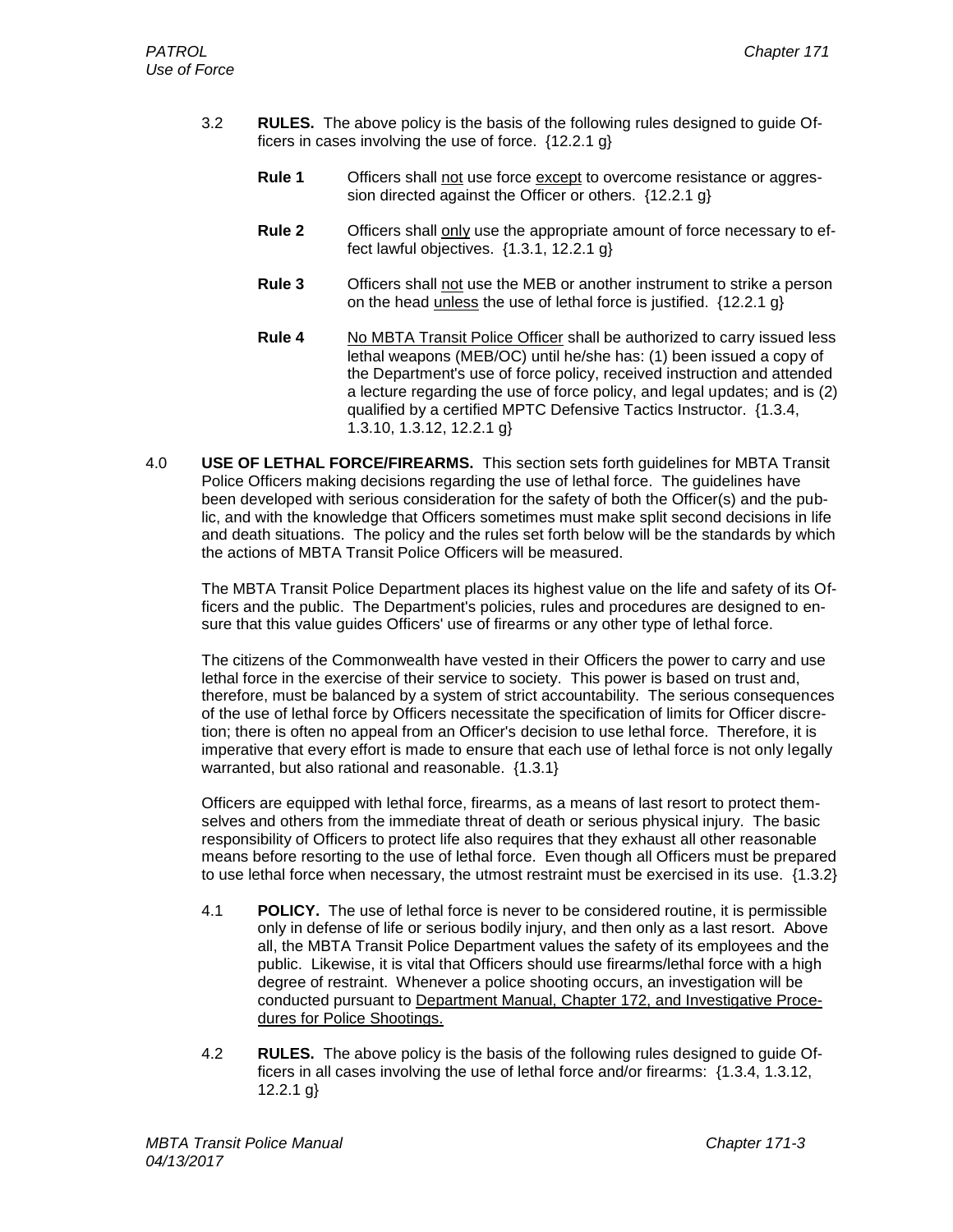3.2 **RULES.** The above policy is the basis of the following rules designed to guide Officers in cases involving the use of force. {12.2.1 g}

**Rule 1** Officers shall not use force except to overcome resistance or aggression directed against the Officer or others. {12.2.1 g}

**Rule 2** Officers shall only use the appropriate amount of force necessary to effect lawful objectives. {1.3.1, 12.2.1 g}

**Rule 3** Officers shall not use the MEB or another instrument to strike a person on the head unless the use of lethal force is justified. {12.2.1 g}

**Rule 4** No MBTA Transit Police Officer shall be authorized to carry issued less lethal weapons (MEB/OC) until he/she has: (1) been issued a copy of the Department's use of force policy, received instruction and attended a lecture regarding the use of force policy, and legal updates; and is (2) qualified by a certified MPTC Defensive Tactics Instructor. {1.3.4, 1.3.10, 1.3.12, 12.2.1 g}

4.0 **USE OF LETHAL FORCE/FIREARMS.** This section sets forth guidelines for MBTA Transit Police Officers making decisions regarding the use of lethal force. The guidelines have been developed with serious consideration for the safety of both the Officer(s) and the public, and with the knowledge that Officers sometimes must make split second decisions in life and death situations. The policy and the rules set forth below will be the standards by which the actions of MBTA Transit Police Officers will be measured.

The MBTA Transit Police Department places its highest value on the life and safety of its Officers and the public. The Department's policies, rules and procedures are designed to ensure that this value guides Officers' use of firearms or any other type of lethal force.

The citizens of the Commonwealth have vested in their Officers the power to carry and use lethal force in the exercise of their service to society. This power is based on trust and, therefore, must be balanced by a system of strict accountability. The serious consequences of the use of lethal force by Officers necessitate the specification of limits for Officer discretion; there is often no appeal from an Officer's decision to use lethal force. Therefore, it is imperative that every effort is made to ensure that each use of lethal force is not only legally warranted, but also rational and reasonable. {1.3.1}

Officers are equipped with lethal force, firearms, as a means of last resort to protect themselves and others from the immediate threat of death or serious physical injury. The basic responsibility of Officers to protect life also requires that they exhaust all other reasonable means before resorting to the use of lethal force. Even though all Officers must be prepared to use lethal force when necessary, the utmost restraint must be exercised in its use. {1.3.2}

4.1 **POLICY.** The use of lethal force is never to be considered routine, it is permissible only in defense of life or serious bodily injury, and then only as a last resort. Above all, the MBTA Transit Police Department values the safety of its employees and the public. Likewise, it is vital that Officers should use firearms/lethal force with a high degree of restraint. Whenever a police shooting occurs, an investigation will be conducted pursuant to Department Manual, Chapter 172, and Investigative Procedures for Police Shootings.

4.2 **RULES.** The above policy is the basis of the following rules designed to guide Officers in all cases involving the use of lethal force and/or firearms: {1.3.4, 1.3.12, 12.2.1 g}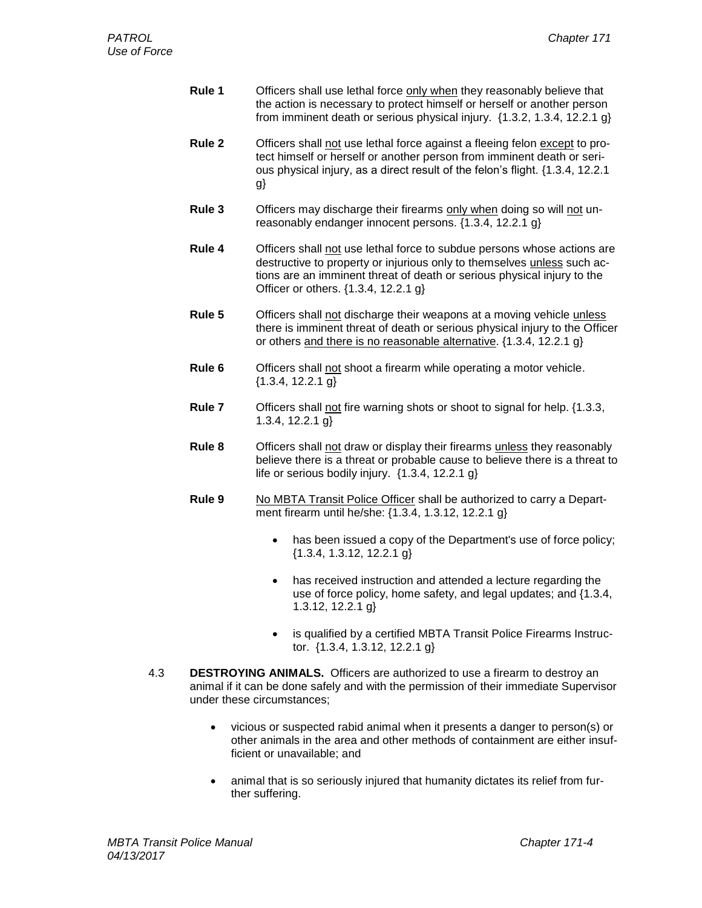**Rule 1** Officers shall use lethal force <u>only when</u> they reasonably believe that the action is necessary to protect himself or herself or another person from imminent death or serious physical injury. {1.3.2, 1.3.4, 12.2.1 g}

**Rule 2** Officers shall <u>not</u> use lethal force against a fleeing felon <u>except</u> to protect himself or herself or another person from imminent death or serious physical injury, as a direct result of the felon's flight. {1.3.4, 12.2.1 g}

**Rule 3** Officers may discharge their firearms <u>only when</u> doing so will <u>not</u> unreasonably endanger innocent persons. {1.3.4, 12.2.1 g}

**Rule 4** Officers shall <u>not</u> use lethal force to subdue persons whose actions are destructive to property or injurious only to themselves <u>unless</u> such actions are an imminent threat of death or serious physical injury to the Officer or others. {1.3.4, 12.2.1 g}

**Rule 5** Officers shall <u>not</u> discharge their weapons at a moving vehicle <u>unless</u> there is imminent threat of death or serious physical injury to the Officer or others <u>and there is no reasonable alternative</u>. {1.3.4, 12.2.1 g}

**Rule 6** Officers shall <u>not</u> shoot a firearm while operating a motor vehicle. {1.3.4, 12.2.1 g}

**Rule 7** Officers shall <u>not</u> fire warning shots or shoot to signal for help. {1.3.3, 1.3.4, 12.2.1 g}

**Rule 8** Officers shall <u>not</u> draw or display their firearms <u>unless</u> they reasonably believe there is a threat or probable cause to believe there is a threat to life or serious bodily injury. {1.3.4, 12.2.1 g}

**Rule 9** <u>No MBTA Transit Police Officer</u> shall be authorized to carry a Department firearm until he/she: {1.3.4, 1.3.12, 12.2.1 g}

- has been issued a copy of the Department's use of force policy; {1.3.4, 1.3.12, 12.2.1 g}
- has received instruction and attended a lecture regarding the use of force policy, home safety, and legal updates; and {1.3.4, 1.3.12, 12.2.1 g}
- is qualified by a certified MBTA Transit Police Firearms Instructor. {1.3.4, 1.3.12, 12.2.1 g}

4.3 **DESTROYING ANIMALS.** Officers are authorized to use a firearm to destroy an animal if it can be done safely and with the permission of their immediate Supervisor under these circumstances;

- vicious or suspected rabid animal when it presents a danger to person(s) or other animals in the area and other methods of containment are either insufficient or unavailable; and
- animal that is so seriously injured that humanity dictates its relief from further suffering.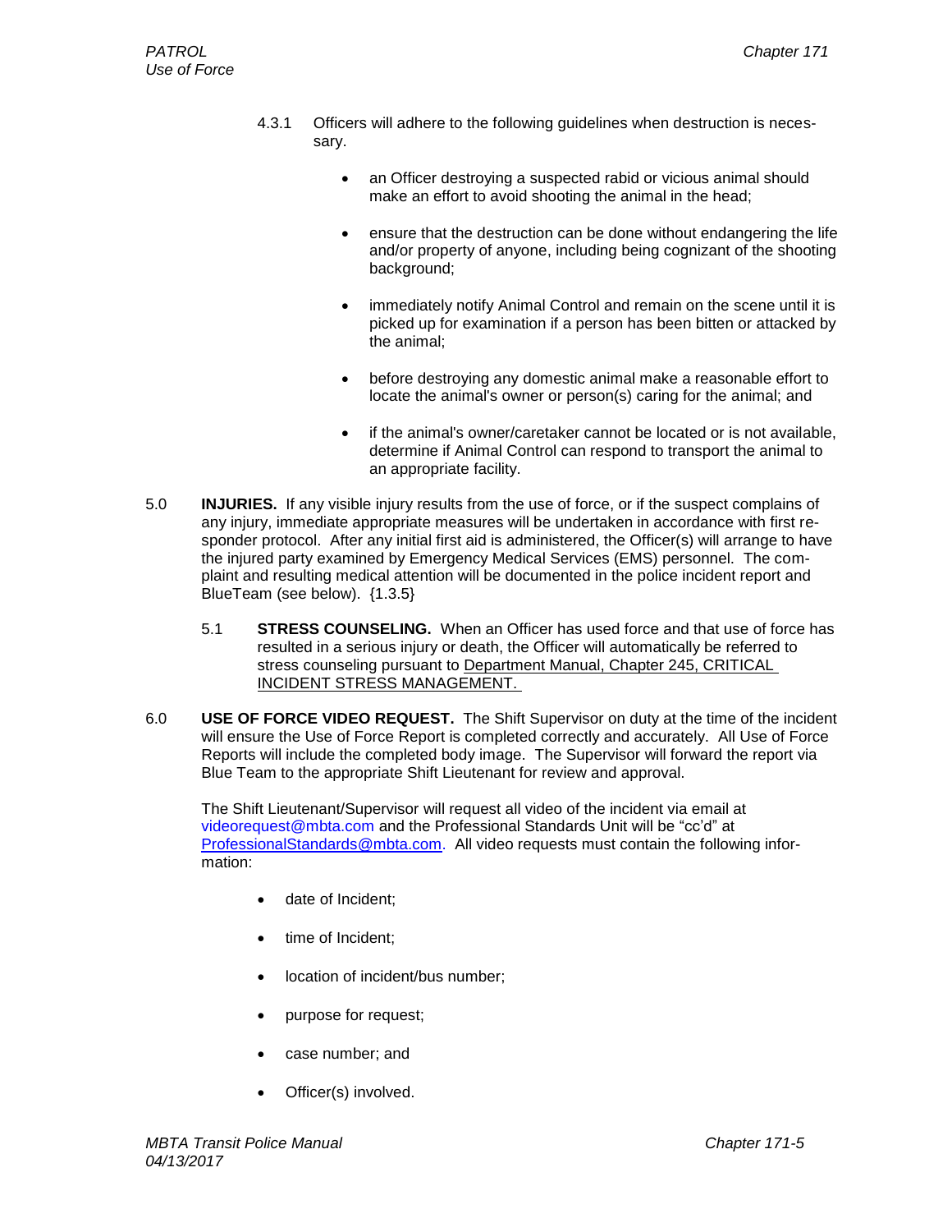4.3.1 Officers will adhere to the following guidelines when destruction is necessary.

- an Officer destroying a suspected rabid or vicious animal should make an effort to avoid shooting the animal in the head;
- ensure that the destruction can be done without endangering the life and/or property of anyone, including being cognizant of the shooting background;
- immediately notify Animal Control and remain on the scene until it is picked up for examination if a person has been bitten or attacked by the animal;
- before destroying any domestic animal make a reasonable effort to locate the animal's owner or person(s) caring for the animal; and
- if the animal's owner/caretaker cannot be located or is not available, determine if Animal Control can respond to transport the animal to an appropriate facility.

5.0 **INJURIES.** If any visible injury results from the use of force, or if the suspect complains of any injury, immediate appropriate measures will be undertaken in accordance with first responder protocol. After any initial first aid is administered, the Officer(s) will arrange to have the injured party examined by Emergency Medical Services (EMS) personnel. The complaint and resulting medical attention will be documented in the police incident report and BlueTeam (see below). {1.3.5}

5.1 **STRESS COUNSELING.** When an Officer has used force and that use of force has resulted in a serious injury or death, the Officer will automatically be referred to stress counseling pursuant to Department Manual, Chapter 245, CRITICAL INCIDENT STRESS MANAGEMENT.

6.0 **USE OF FORCE VIDEO REQUEST.** The Shift Supervisor on duty at the time of the incident will ensure the Use of Force Report is completed correctly and accurately. All Use of Force Reports will include the completed body image. The Supervisor will forward the report via Blue Team to the appropriate Shift Lieutenant for review and approval.

The Shift Lieutenant/Supervisor will request all video of the incident via email at videorequest@mbta.com and the Professional Standards Unit will be "cc'd" at ProfessionalStandards@mbta.com. All video requests must contain the following information:

- date of Incident;
- time of Incident;
- location of incident/bus number;
- purpose for request;
- case number; and
- Officer(s) involved.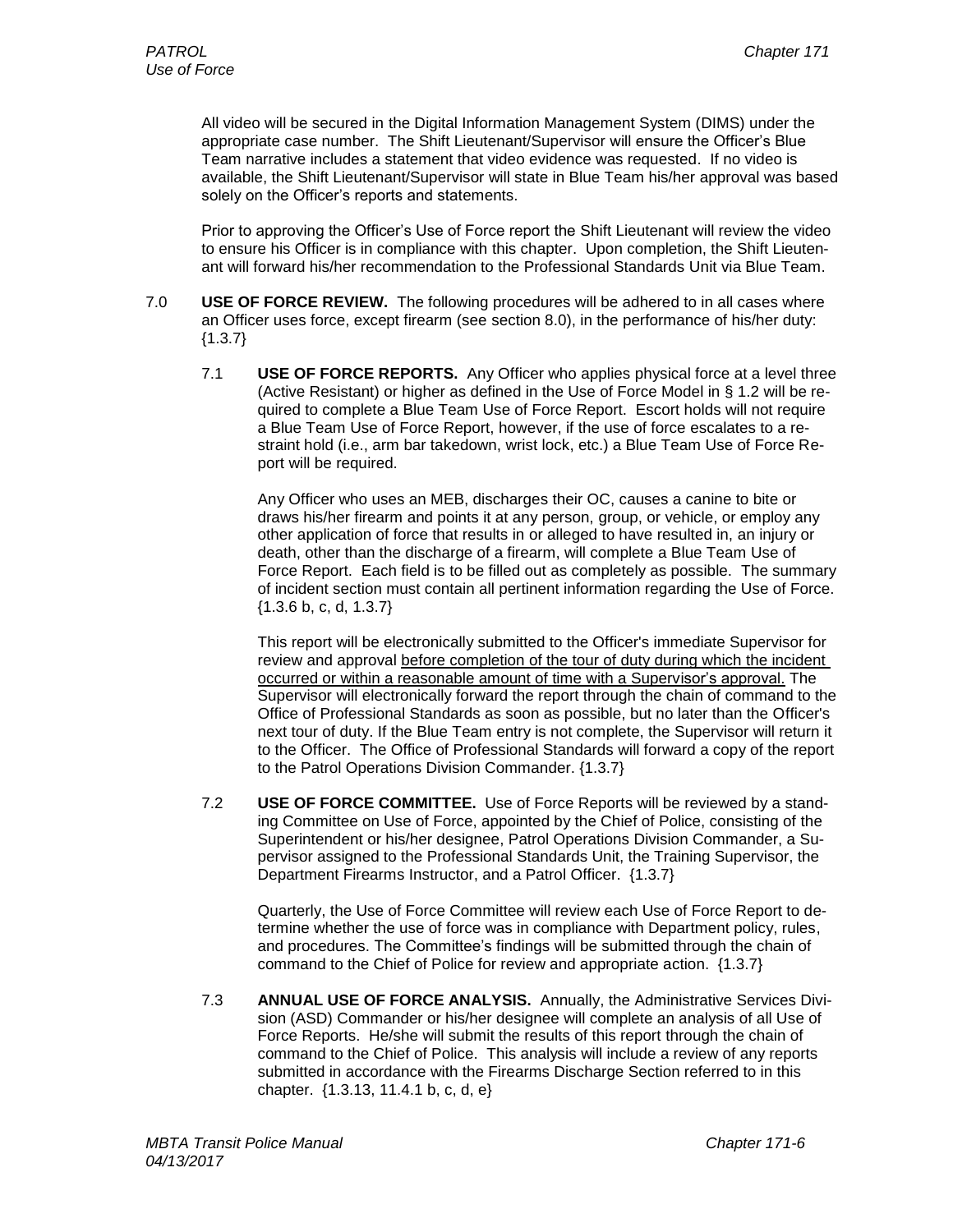All video will be secured in the Digital Information Management System (DIMS) under the appropriate case number. The Shift Lieutenant/Supervisor will ensure the Officer's Blue Team narrative includes a statement that video evidence was requested. If no video is available, the Shift Lieutenant/Supervisor will state in Blue Team his/her approval was based solely on the Officer's reports and statements.

Prior to approving the Officer's Use of Force report the Shift Lieutenant will review the video to ensure his Officer is in compliance with this chapter. Upon completion, the Shift Lieutenant will forward his/her recommendation to the Professional Standards Unit via Blue Team.

7.0 **USE OF FORCE REVIEW.** The following procedures will be adhered to in all cases where an Officer uses force, except firearm (see section 8.0), in the performance of his/her duty: {1.3.7}

7.1 **USE OF FORCE REPORTS.** Any Officer who applies physical force at a level three (Active Resistant) or higher as defined in the Use of Force Model in § 1.2 will be required to complete a Blue Team Use of Force Report. Escort holds will not require a Blue Team Use of Force Report, however, if the use of force escalates to a restraint hold (i.e., arm bar takedown, wrist lock, etc.) a Blue Team Use of Force Report will be required.

Any Officer who uses an MEB, discharges their OC, causes a canine to bite or draws his/her firearm and points it at any person, group, or vehicle, or employ any other application of force that results in or alleged to have resulted in, an injury or death, other than the discharge of a firearm, will complete a Blue Team Use of Force Report. Each field is to be filled out as completely as possible. The summary of incident section must contain all pertinent information regarding the Use of Force. {1.3.6 b, c, d, 1.3.7}

This report will be electronically submitted to the Officer's immediate Supervisor for review and approval <u>before completion of the tour of duty during which the incident occurred or within a reasonable amount of time with a Supervisor's approval.</u> The Supervisor will electronically forward the report through the chain of command to the Office of Professional Standards as soon as possible, but no later than the Officer's next tour of duty. If the Blue Team entry is not complete, the Supervisor will return it to the Officer. The Office of Professional Standards will forward a copy of the report to the Patrol Operations Division Commander. {1.3.7}

7.2 **USE OF FORCE COMMITTEE.** Use of Force Reports will be reviewed by a standing Committee on Use of Force, appointed by the Chief of Police, consisting of the Superintendent or his/her designee, Patrol Operations Division Commander, a Supervisor assigned to the Professional Standards Unit, the Training Supervisor, the Department Firearms Instructor, and a Patrol Officer. {1.3.7}

Quarterly, the Use of Force Committee will review each Use of Force Report to determine whether the use of force was in compliance with Department policy, rules, and procedures. The Committee's findings will be submitted through the chain of command to the Chief of Police for review and appropriate action. {1.3.7}

7.3 **ANNUAL USE OF FORCE ANALYSIS.** Annually, the Administrative Services Division (ASD) Commander or his/her designee will complete an analysis of all Use of Force Reports. He/she will submit the results of this report through the chain of command to the Chief of Police. This analysis will include a review of any reports submitted in accordance with the Firearms Discharge Section referred to in this chapter. {1.3.13, 11.4.1 b, c, d, e}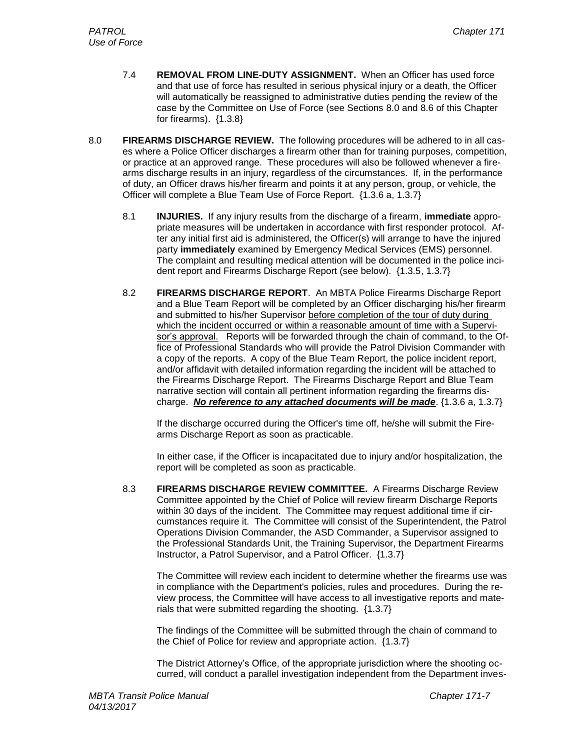7.4 **REMOVAL FROM LINE-DUTY ASSIGNMENT.** When an Officer has used force and that use of force has resulted in serious physical injury or a death, the Officer will automatically be reassigned to administrative duties pending the review of the case by the Committee on Use of Force (see Sections 8.0 and 8.6 of this Chapter for firearms). {1.3.8}

8.0 **FIREARMS DISCHARGE REVIEW.** The following procedures will be adhered to in all cases where a Police Officer discharges a firearm other than for training purposes, competition, or practice at an approved range. These procedures will also be followed whenever a firearms discharge results in an injury, regardless of the circumstances. If, in the performance of duty, an Officer draws his/her firearm and points it at any person, group, or vehicle, the Officer will complete a Blue Team Use of Force Report. {1.3.6 a, 1.3.7}

8.1 **INJURIES.** If any injury results from the discharge of a firearm, **immediate** appropriate measures will be undertaken in accordance with first responder protocol. After any initial first aid is administered, the Officer(s) will arrange to have the injured party **immediately** examined by Emergency Medical Services (EMS) personnel. The complaint and resulting medical attention will be documented in the police incident report and Firearms Discharge Report (see below). {1.3.5, 1.3.7}

8.2 **FIREARMS DISCHARGE REPORT**. An MBTA Police Firearms Discharge Report and a Blue Team Report will be completed by an Officer discharging his/her firearm and submitted to his/her Supervisor <u>before completion of the tour of duty during which the incident occurred or within a reasonable amount of time with a Supervisor's approval.</u> Reports will be forwarded through the chain of command, to the Office of Professional Standards who will provide the Patrol Division Commander with a copy of the reports. A copy of the Blue Team Report, the police incident report, and/or affidavit with detailed information regarding the incident will be attached to the Firearms Discharge Report. The Firearms Discharge Report and Blue Team narrative section will contain all pertinent information regarding the firearms discharge. ***<u>No reference to any attached documents will be made</u>***. {1.3.6 a, 1.3.7}

If the discharge occurred during the Officer's time off, he/she will submit the Firearms Discharge Report as soon as practicable.

In either case, if the Officer is incapacitated due to injury and/or hospitalization, the report will be completed as soon as practicable.

8.3 **FIREARMS DISCHARGE REVIEW COMMITTEE.** A Firearms Discharge Review Committee appointed by the Chief of Police will review firearm Discharge Reports within 30 days of the incident. The Committee may request additional time if circumstances require it. The Committee will consist of the Superintendent, the Patrol Operations Division Commander, the ASD Commander, a Supervisor assigned to the Professional Standards Unit, the Training Supervisor, the Department Firearms Instructor, a Patrol Supervisor, and a Patrol Officer. {1.3.7}

The Committee will review each incident to determine whether the firearms use was in compliance with the Department's policies, rules and procedures. During the review process, the Committee will have access to all investigative reports and materials that were submitted regarding the shooting. {1.3.7}

The findings of the Committee will be submitted through the chain of command to the Chief of Police for review and appropriate action. {1.3.7}

The District Attorney's Office, of the appropriate jurisdiction where the shooting occurred, will conduct a parallel investigation independent from the Department inves-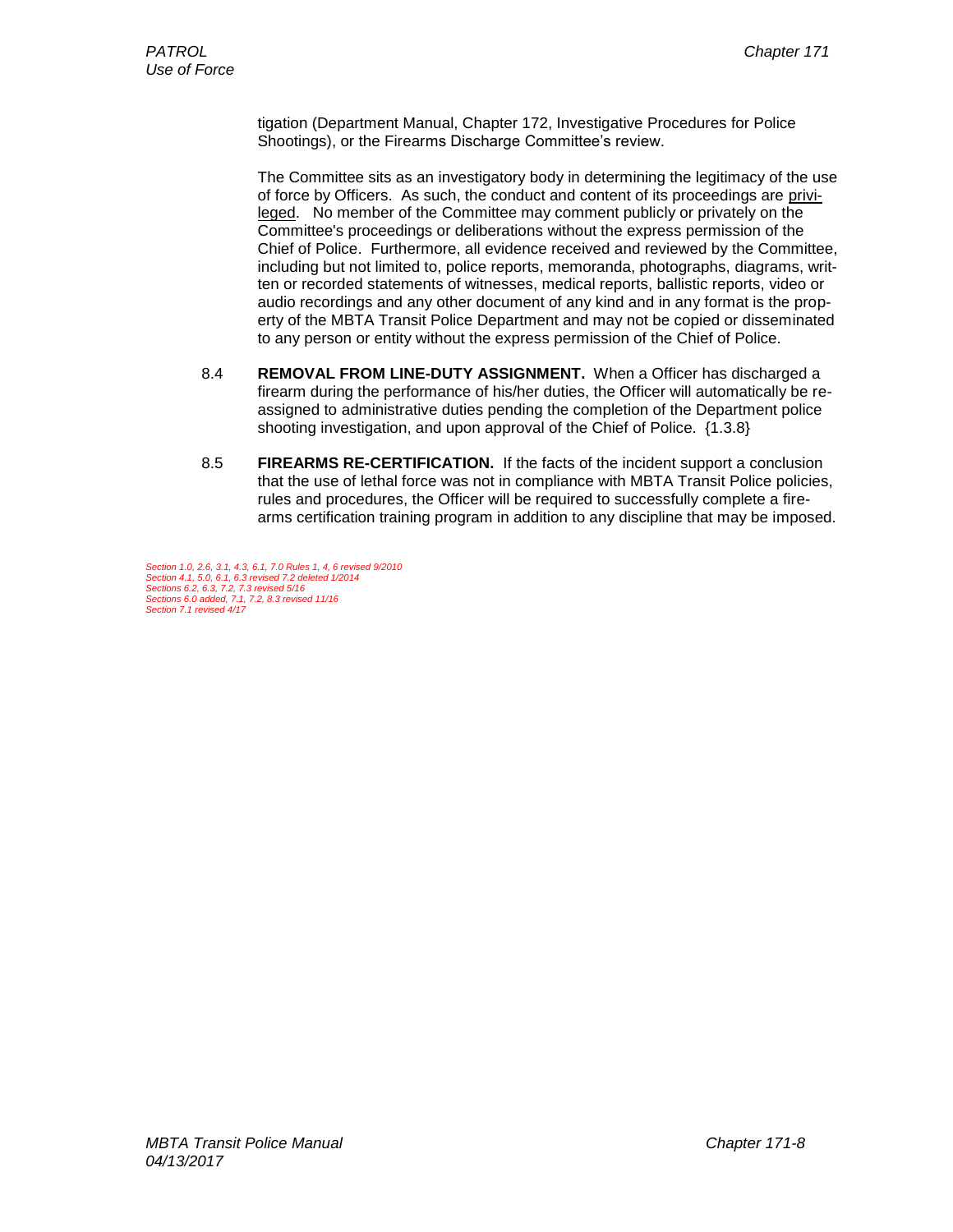tigation (Department Manual, Chapter 172, Investigative Procedures for Police Shootings), or the Firearms Discharge Committee's review.

The Committee sits as an investigatory body in determining the legitimacy of the use of force by Officers. As such, the conduct and content of its proceedings are privileged. No member of the Committee may comment publicly or privately on the Committee's proceedings or deliberations without the express permission of the Chief of Police. Furthermore, all evidence received and reviewed by the Committee, including but not limited to, police reports, memoranda, photographs, diagrams, written or recorded statements of witnesses, medical reports, ballistic reports, video or audio recordings and any other document of any kind and in any format is the property of the MBTA Transit Police Department and may not be copied or disseminated to any person or entity without the express permission of the Chief of Police.

8.4 **REMOVAL FROM LINE-DUTY ASSIGNMENT.** When a Officer has discharged a firearm during the performance of his/her duties, the Officer will automatically be reassigned to administrative duties pending the completion of the Department police shooting investigation, and upon approval of the Chief of Police. {1.3.8}

8.5 **FIREARMS RE-CERTIFICATION.** If the facts of the incident support a conclusion that the use of lethal force was not in compliance with MBTA Transit Police policies, rules and procedures, the Officer will be required to successfully complete a firearms certification training program in addition to any discipline that may be imposed.

*Section 1.0, 2.6, 3.1, 4.3, 6.1, 7.0 Rules 1, 4, 6 revised 9/2010*
*Section 4.1, 5.0, 6.1, 6.3 revised 7.2 deleted 1/2014*
*Sections 6.2, 6.3, 7.2, 7.3 revised 5/16*
*Sections 6.0 added, 7.1, 7.2, 8.3 revised 11/16*
*Section 7.1 revised 4/17*